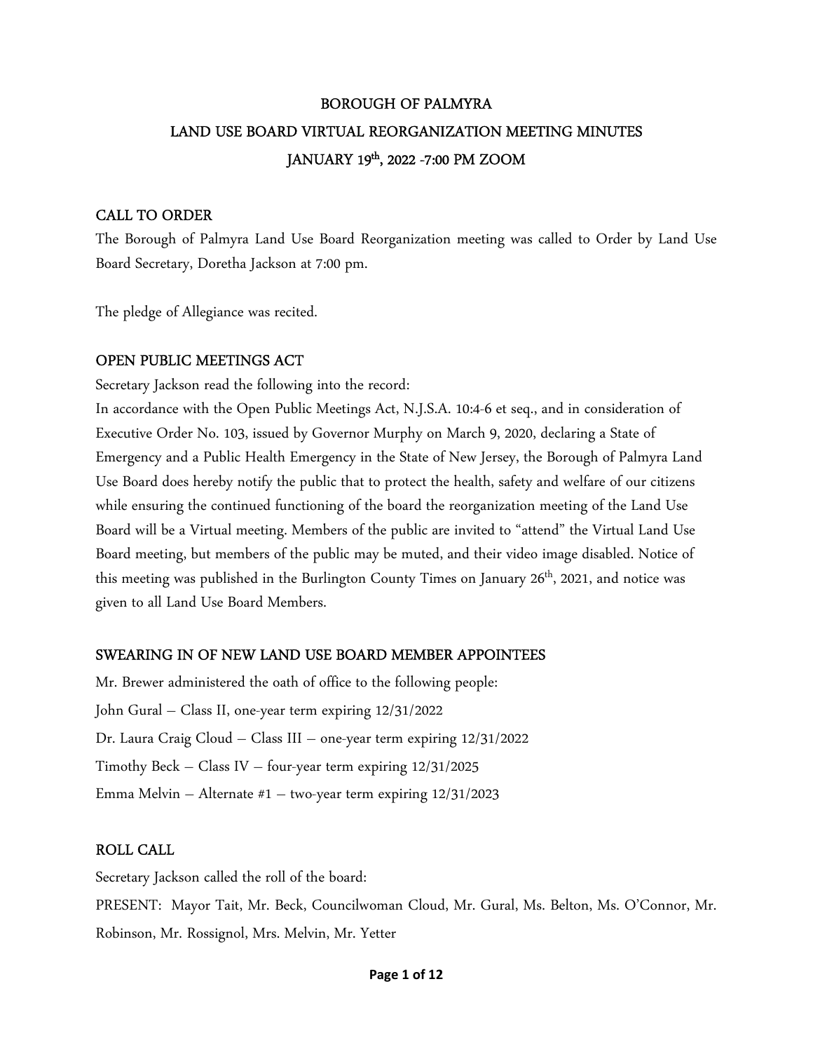# BOROUGH OF PALMYRA
## LAND USE BOARD VIRTUAL REORGANIZATION MEETING MINUTES
## JANUARY 19th, 2022 -7:00 PM ZOOM

### CALL TO ORDER

The Borough of Palmyra Land Use Board Reorganization meeting was called to Order by Land Use Board Secretary, Doretha Jackson at 7:00 pm.

The pledge of Allegiance was recited.

### OPEN PUBLIC MEETINGS ACT

Secretary Jackson read the following into the record:

In accordance with the Open Public Meetings Act, N.J.S.A. 10:4-6 et seq., and in consideration of Executive Order No. 103, issued by Governor Murphy on March 9, 2020, declaring a State of Emergency and a Public Health Emergency in the State of New Jersey, the Borough of Palmyra Land Use Board does hereby notify the public that to protect the health, safety and welfare of our citizens while ensuring the continued functioning of the board the reorganization meeting of the Land Use Board will be a Virtual meeting. Members of the public are invited to "attend" the Virtual Land Use Board meeting, but members of the public may be muted, and their video image disabled. Notice of this meeting was published in the Burlington County Times on January 26th, 2021, and notice was given to all Land Use Board Members.

### SWEARING IN OF NEW LAND USE BOARD MEMBER APPOINTEES

Mr. Brewer administered the oath of office to the following people:

John Gural – Class II, one-year term expiring 12/31/2022

Dr. Laura Craig Cloud – Class III – one-year term expiring 12/31/2022

Timothy Beck – Class IV – four-year term expiring 12/31/2025

Emma Melvin – Alternate #1 – two-year term expiring 12/31/2023

### ROLL CALL

Secretary Jackson called the roll of the board:

PRESENT: Mayor Tait, Mr. Beck, Councilwoman Cloud, Mr. Gural, Ms. Belton, Ms. O'Connor, Mr. Robinson, Mr. Rossignol, Mrs. Melvin, Mr. Yetter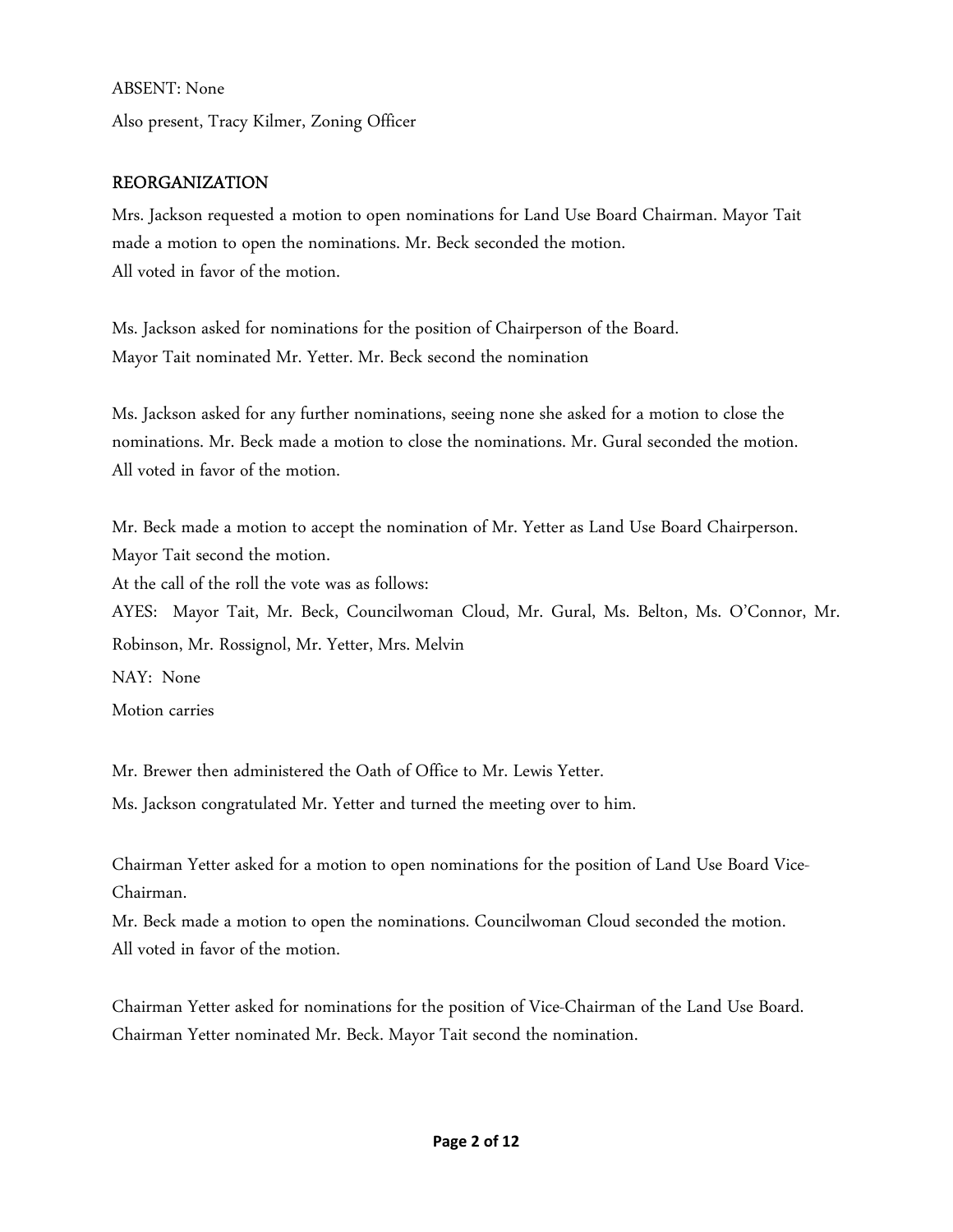ABSENT: None

Also present, Tracy Kilmer, Zoning Officer

## REORGANIZATION

Mrs. Jackson requested a motion to open nominations for Land Use Board Chairman. Mayor Tait made a motion to open the nominations. Mr. Beck seconded the motion.
All voted in favor of the motion.

Ms. Jackson asked for nominations for the position of Chairperson of the Board.
Mayor Tait nominated Mr. Yetter. Mr. Beck second the nomination

Ms. Jackson asked for any further nominations, seeing none she asked for a motion to close the nominations. Mr. Beck made a motion to close the nominations. Mr. Gural seconded the motion.
All voted in favor of the motion.

Mr. Beck made a motion to accept the nomination of Mr. Yetter as Land Use Board Chairperson.
Mayor Tait second the motion.
At the call of the roll the vote was as follows:
AYES: Mayor Tait, Mr. Beck, Councilwoman Cloud, Mr. Gural, Ms. Belton, Ms. O'Connor, Mr. Robinson, Mr. Rossignol, Mr. Yetter, Mrs. Melvin
NAY: None
Motion carries

Mr. Brewer then administered the Oath of Office to Mr. Lewis Yetter.
Ms. Jackson congratulated Mr. Yetter and turned the meeting over to him.

Chairman Yetter asked for a motion to open nominations for the position of Land Use Board Vice-Chairman.
Mr. Beck made a motion to open the nominations. Councilwoman Cloud seconded the motion.
All voted in favor of the motion.

Chairman Yetter asked for nominations for the position of Vice-Chairman of the Land Use Board.
Chairman Yetter nominated Mr. Beck. Mayor Tait second the nomination.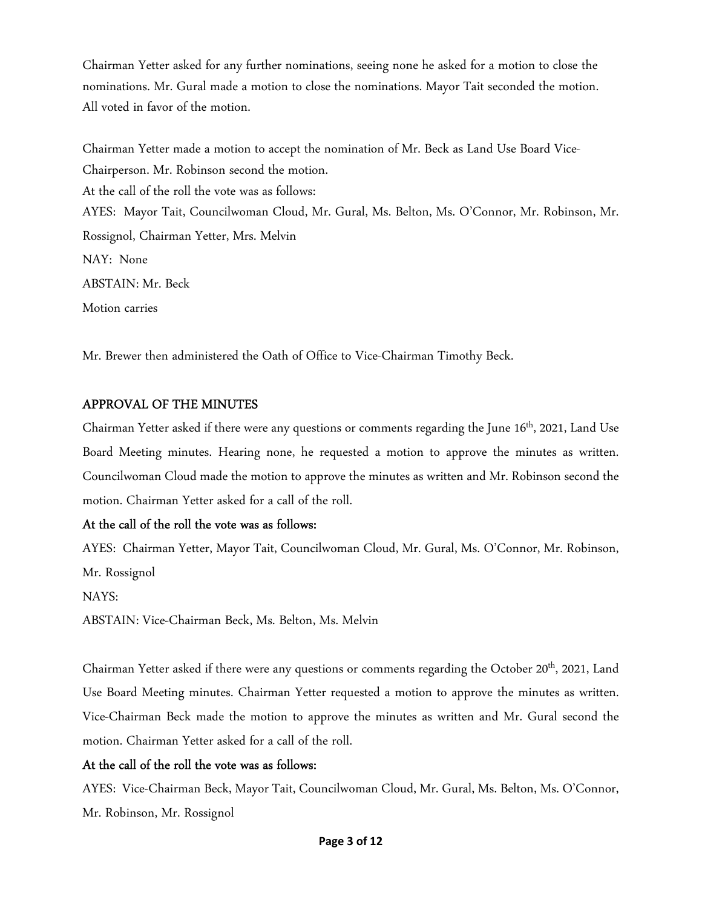Chairman Yetter asked for any further nominations, seeing none he asked for a motion to close the nominations. Mr. Gural made a motion to close the nominations. Mayor Tait seconded the motion. All voted in favor of the motion.

Chairman Yetter made a motion to accept the nomination of Mr. Beck as Land Use Board Vice-Chairperson. Mr. Robinson second the motion.

At the call of the roll the vote was as follows:

AYES: Mayor Tait, Councilwoman Cloud, Mr. Gural, Ms. Belton, Ms. O'Connor, Mr. Robinson, Mr. Rossignol, Chairman Yetter, Mrs. Melvin

NAY: None

ABSTAIN: Mr. Beck

Motion carries

Mr. Brewer then administered the Oath of Office to Vice-Chairman Timothy Beck.

## APPROVAL OF THE MINUTES

Chairman Yetter asked if there were any questions or comments regarding the June 16th, 2021, Land Use Board Meeting minutes. Hearing none, he requested a motion to approve the minutes as written. Councilwoman Cloud made the motion to approve the minutes as written and Mr. Robinson second the motion. Chairman Yetter asked for a call of the roll.

**At the call of the roll the vote was as follows:**

AYES: Chairman Yetter, Mayor Tait, Councilwoman Cloud, Mr. Gural, Ms. O'Connor, Mr. Robinson, Mr. Rossignol

NAYS:

ABSTAIN: Vice-Chairman Beck, Ms. Belton, Ms. Melvin

Chairman Yetter asked if there were any questions or comments regarding the October 20th, 2021, Land Use Board Meeting minutes. Chairman Yetter requested a motion to approve the minutes as written. Vice-Chairman Beck made the motion to approve the minutes as written and Mr. Gural second the motion. Chairman Yetter asked for a call of the roll.

**At the call of the roll the vote was as follows:**

AYES: Vice-Chairman Beck, Mayor Tait, Councilwoman Cloud, Mr. Gural, Ms. Belton, Ms. O'Connor, Mr. Robinson, Mr. Rossignol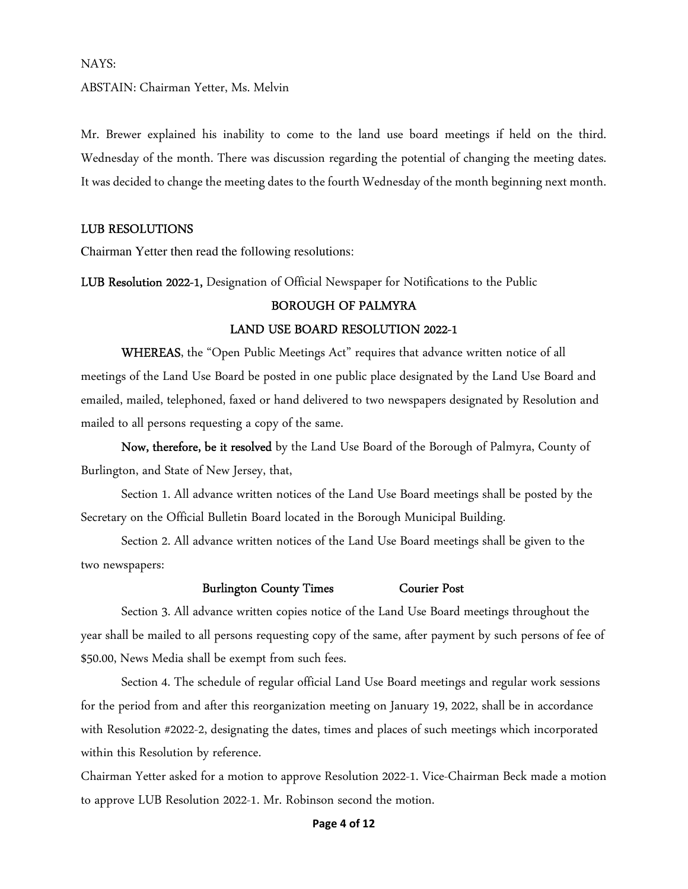NAYS:

ABSTAIN: Chairman Yetter, Ms. Melvin

Mr. Brewer explained his inability to come to the land use board meetings if held on the third. Wednesday of the month. There was discussion regarding the potential of changing the meeting dates. It was decided to change the meeting dates to the fourth Wednesday of the month beginning next month.

## LUB RESOLUTIONS

Chairman Yetter then read the following resolutions:

**LUB Resolution 2022-1,** Designation of Official Newspaper for Notifications to the Public

**BOROUGH OF PALMYRA**

**LAND USE BOARD RESOLUTION 2022-1**

**WHEREAS**, the "Open Public Meetings Act" requires that advance written notice of all meetings of the Land Use Board be posted in one public place designated by the Land Use Board and emailed, mailed, telephoned, faxed or hand delivered to two newspapers designated by Resolution and mailed to all persons requesting a copy of the same.

**Now, therefore, be it resolved** by the Land Use Board of the Borough of Palmyra, County of Burlington, and State of New Jersey, that,

Section 1. All advance written notices of the Land Use Board meetings shall be posted by the Secretary on the Official Bulletin Board located in the Borough Municipal Building.

Section 2. All advance written notices of the Land Use Board meetings shall be given to the two newspapers:

**Burlington County Times** **Courier Post**

Section 3. All advance written copies notice of the Land Use Board meetings throughout the year shall be mailed to all persons requesting copy of the same, after payment by such persons of fee of $50.00, News Media shall be exempt from such fees.

Section 4. The schedule of regular official Land Use Board meetings and regular work sessions for the period from and after this reorganization meeting on January 19, 2022, shall be in accordance with Resolution #2022-2, designating the dates, times and places of such meetings which incorporated within this Resolution by reference.

Chairman Yetter asked for a motion to approve Resolution 2022-1. Vice-Chairman Beck made a motion to approve LUB Resolution 2022-1. Mr. Robinson second the motion.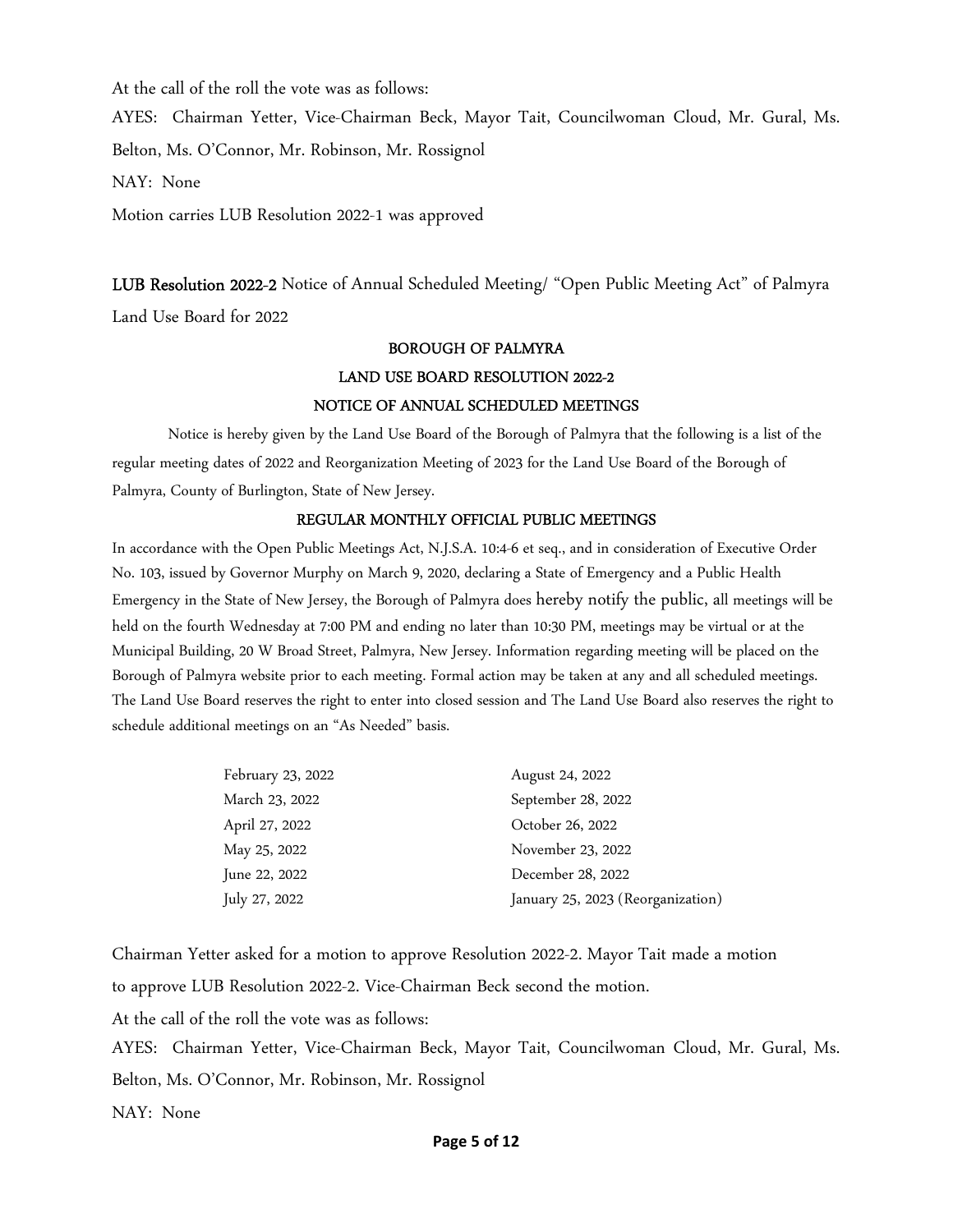At the call of the roll the vote was as follows:

AYES: Chairman Yetter, Vice-Chairman Beck, Mayor Tait, Councilwoman Cloud, Mr. Gural, Ms. Belton, Ms. O'Connor, Mr. Robinson, Mr. Rossignol

NAY: None

Motion carries LUB Resolution 2022-1 was approved

**LUB Resolution 2022-2** Notice of Annual Scheduled Meeting/ "Open Public Meeting Act" of Palmyra Land Use Board for 2022

**BOROUGH OF PALMYRA**

**LAND USE BOARD RESOLUTION 2022-2**

**NOTICE OF ANNUAL SCHEDULED MEETINGS**

Notice is hereby given by the Land Use Board of the Borough of Palmyra that the following is a list of the regular meeting dates of 2022 and Reorganization Meeting of 2023 for the Land Use Board of the Borough of Palmyra, County of Burlington, State of New Jersey.

**REGULAR MONTHLY OFFICIAL PUBLIC MEETINGS**

In accordance with the Open Public Meetings Act, N.J.S.A. 10:4-6 et seq., and in consideration of Executive Order No. 103, issued by Governor Murphy on March 9, 2020, declaring a State of Emergency and a Public Health Emergency in the State of New Jersey, the Borough of Palmyra does hereby notify the public, all meetings will be held on the fourth Wednesday at 7:00 PM and ending no later than 10:30 PM, meetings may be virtual or at the Municipal Building, 20 W Broad Street, Palmyra, New Jersey. Information regarding meeting will be placed on the Borough of Palmyra website prior to each meeting. Formal action may be taken at any and all scheduled meetings. The Land Use Board reserves the right to enter into closed session and The Land Use Board also reserves the right to schedule additional meetings on an "As Needed" basis.

| | |
|---|---|
| February 23, 2022 | August 24, 2022 |
| March 23, 2022 | September 28, 2022 |
| April 27, 2022 | October 26, 2022 |
| May 25, 2022 | November 23, 2022 |
| June 22, 2022 | December 28, 2022 |
| July 27, 2022 | January 25, 2023 (Reorganization) |

Chairman Yetter asked for a motion to approve Resolution 2022-2. Mayor Tait made a motion to approve LUB Resolution 2022-2. Vice-Chairman Beck second the motion.

At the call of the roll the vote was as follows:

AYES: Chairman Yetter, Vice-Chairman Beck, Mayor Tait, Councilwoman Cloud, Mr. Gural, Ms. Belton, Ms. O'Connor, Mr. Robinson, Mr. Rossignol

NAY: None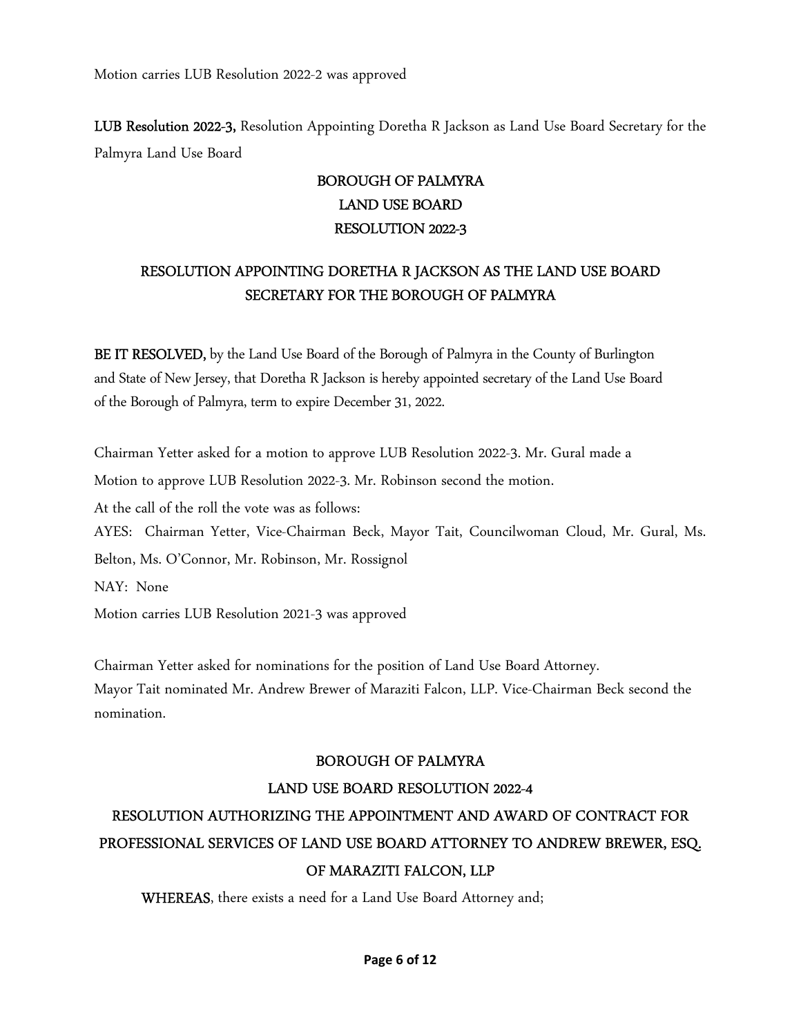Motion carries LUB Resolution 2022-2 was approved

**LUB Resolution 2022-3,** Resolution Appointing Doretha R Jackson as Land Use Board Secretary for the Palmyra Land Use Board

**BOROUGH OF PALMYRA**
**LAND USE BOARD**
**RESOLUTION 2022-3**

**RESOLUTION APPOINTING DORETHA R JACKSON AS THE LAND USE BOARD SECRETARY FOR THE BOROUGH OF PALMYRA**

**BE IT RESOLVED,** by the Land Use Board of the Borough of Palmyra in the County of Burlington and State of New Jersey, that Doretha R Jackson is hereby appointed secretary of the Land Use Board of the Borough of Palmyra, term to expire December 31, 2022.

Chairman Yetter asked for a motion to approve LUB Resolution 2022-3. Mr. Gural made a Motion to approve LUB Resolution 2022-3. Mr. Robinson second the motion.

At the call of the roll the vote was as follows:

AYES: Chairman Yetter, Vice-Chairman Beck, Mayor Tait, Councilwoman Cloud, Mr. Gural, Ms. Belton, Ms. O'Connor, Mr. Robinson, Mr. Rossignol

NAY: None

Motion carries LUB Resolution 2021-3 was approved

Chairman Yetter asked for nominations for the position of Land Use Board Attorney.
Mayor Tait nominated Mr. Andrew Brewer of Maraziti Falcon, LLP. Vice-Chairman Beck second the nomination.

**BOROUGH OF PALMYRA**
**LAND USE BOARD RESOLUTION 2022-4**
**RESOLUTION AUTHORIZING THE APPOINTMENT AND AWARD OF CONTRACT FOR PROFESSIONAL SERVICES OF LAND USE BOARD ATTORNEY TO ANDREW BREWER, ESQ. OF MARAZITI FALCON, LLP**

**WHEREAS**, there exists a need for a Land Use Board Attorney and;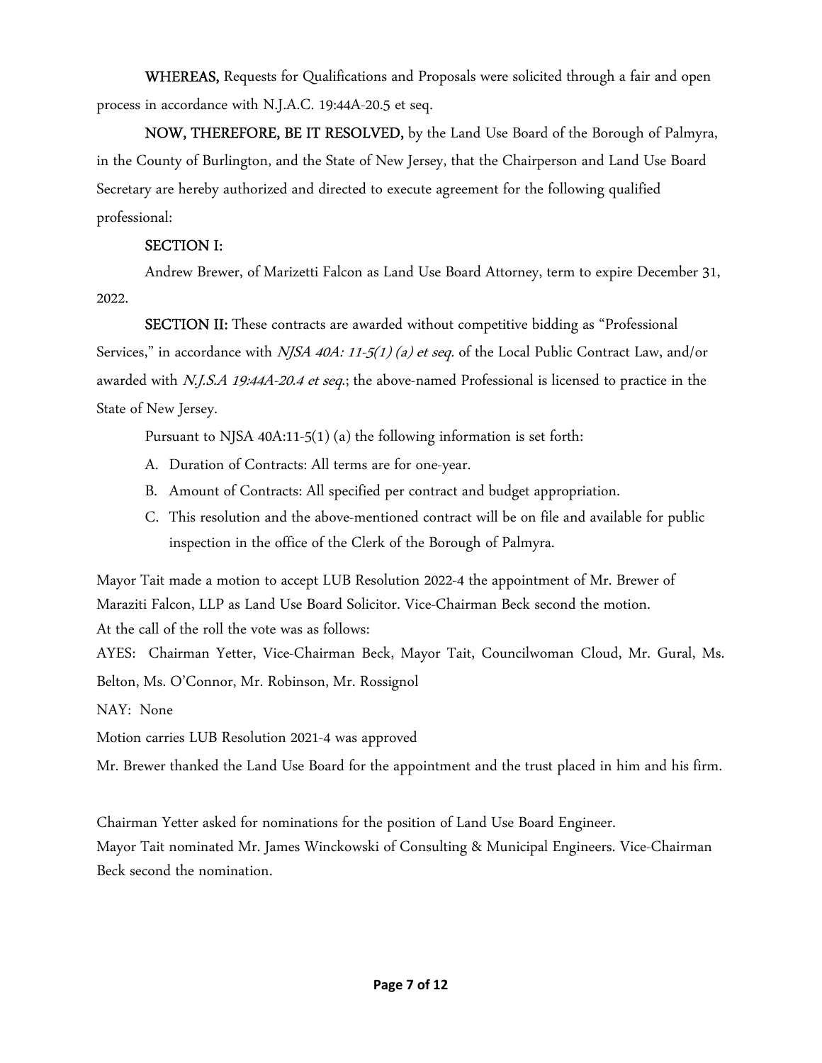**WHEREAS,** Requests for Qualifications and Proposals were solicited through a fair and open process in accordance with N.J.A.C. 19:44A-20.5 et seq.

**NOW, THEREFORE, BE IT RESOLVED,** by the Land Use Board of the Borough of Palmyra, in the County of Burlington, and the State of New Jersey, that the Chairperson and Land Use Board Secretary are hereby authorized and directed to execute agreement for the following qualified professional:

**SECTION I:**

Andrew Brewer, of Marizetti Falcon as Land Use Board Attorney, term to expire December 31, 2022.

**SECTION II:** These contracts are awarded without competitive bidding as "Professional Services," in accordance with *NJSA 40A: 11-5(1) (a) et seq.* of the Local Public Contract Law, and/or awarded with *N.J.S.A 19:44A-20.4 et seq.*; the above-named Professional is licensed to practice in the State of New Jersey.

Pursuant to NJSA 40A:11-5(1) (a) the following information is set forth:

A. Duration of Contracts: All terms are for one-year.
B. Amount of Contracts: All specified per contract and budget appropriation.
C. This resolution and the above-mentioned contract will be on file and available for public inspection in the office of the Clerk of the Borough of Palmyra.

Mayor Tait made a motion to accept LUB Resolution 2022-4 the appointment of Mr. Brewer of Maraziti Falcon, LLP as Land Use Board Solicitor. Vice-Chairman Beck second the motion.
At the call of the roll the vote was as follows:

AYES: Chairman Yetter, Vice-Chairman Beck, Mayor Tait, Councilwoman Cloud, Mr. Gural, Ms. Belton, Ms. O'Connor, Mr. Robinson, Mr. Rossignol

NAY: None

Motion carries LUB Resolution 2021-4 was approved

Mr. Brewer thanked the Land Use Board for the appointment and the trust placed in him and his firm.

Chairman Yetter asked for nominations for the position of Land Use Board Engineer.
Mayor Tait nominated Mr. James Winckowski of Consulting & Municipal Engineers. Vice-Chairman Beck second the nomination.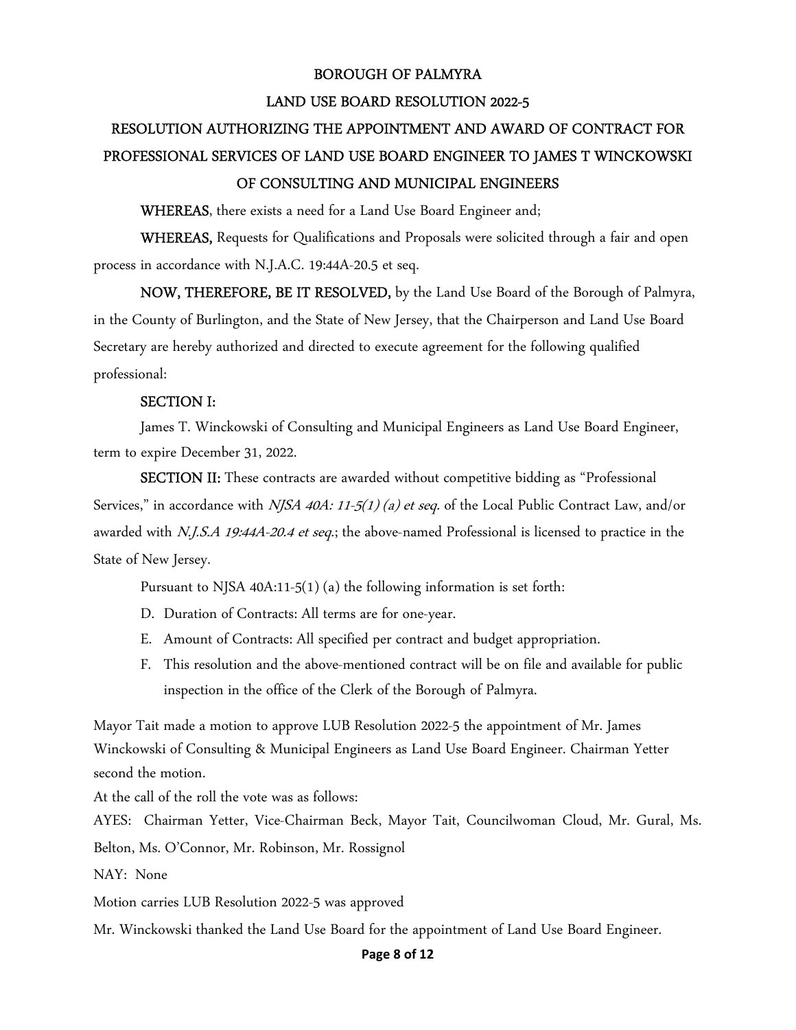# BOROUGH OF PALMYRA

## LAND USE BOARD RESOLUTION 2022-5

## RESOLUTION AUTHORIZING THE APPOINTMENT AND AWARD OF CONTRACT FOR PROFESSIONAL SERVICES OF LAND USE BOARD ENGINEER TO JAMES T WINCKOWSKI OF CONSULTING AND MUNICIPAL ENGINEERS

**WHEREAS**, there exists a need for a Land Use Board Engineer and;

**WHEREAS,** Requests for Qualifications and Proposals were solicited through a fair and open process in accordance with N.J.A.C. 19:44A-20.5 et seq.

**NOW, THEREFORE, BE IT RESOLVED,** by the Land Use Board of the Borough of Palmyra, in the County of Burlington, and the State of New Jersey, that the Chairperson and Land Use Board Secretary are hereby authorized and directed to execute agreement for the following qualified professional:

**SECTION I:**

James T. Winckowski of Consulting and Municipal Engineers as Land Use Board Engineer, term to expire December 31, 2022.

**SECTION II:** These contracts are awarded without competitive bidding as "Professional Services," in accordance with *NJSA 40A: 11-5(1) (a) et seq.* of the Local Public Contract Law, and/or awarded with *N.J.S.A 19:44A-20.4 et seq*.; the above-named Professional is licensed to practice in the State of New Jersey.

Pursuant to NJSA 40A:11-5(1) (a) the following information is set forth:

D. Duration of Contracts: All terms are for one-year.
E. Amount of Contracts: All specified per contract and budget appropriation.
F. This resolution and the above-mentioned contract will be on file and available for public inspection in the office of the Clerk of the Borough of Palmyra.

Mayor Tait made a motion to approve LUB Resolution 2022-5 the appointment of Mr. James Winckowski of Consulting & Municipal Engineers as Land Use Board Engineer. Chairman Yetter second the motion.

At the call of the roll the vote was as follows:

AYES: Chairman Yetter, Vice-Chairman Beck, Mayor Tait, Councilwoman Cloud, Mr. Gural, Ms. Belton, Ms. O'Connor, Mr. Robinson, Mr. Rossignol

NAY: None

Motion carries LUB Resolution 2022-5 was approved

Mr. Winckowski thanked the Land Use Board for the appointment of Land Use Board Engineer.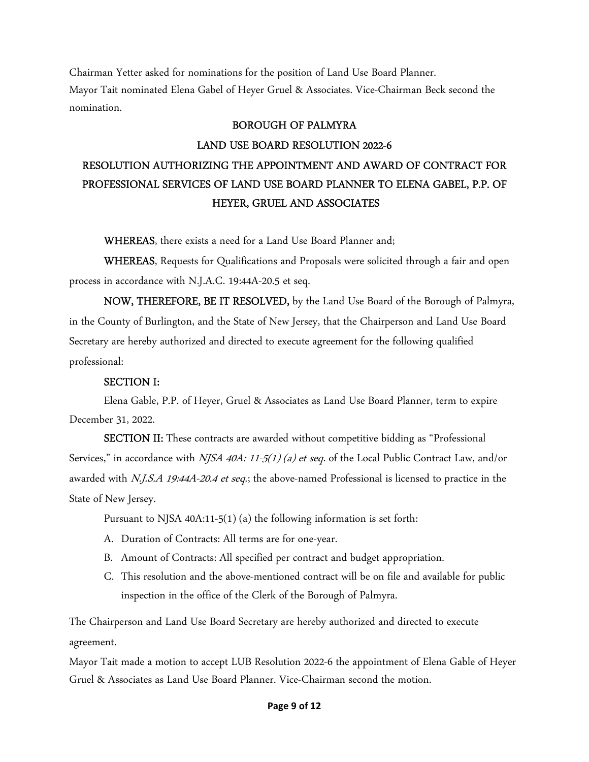Chairman Yetter asked for nominations for the position of Land Use Board Planner.
Mayor Tait nominated Elena Gabel of Heyer Gruel & Associates. Vice-Chairman Beck second the nomination.

**BOROUGH OF PALMYRA**

**LAND USE BOARD RESOLUTION 2022-6**

**RESOLUTION AUTHORIZING THE APPOINTMENT AND AWARD OF CONTRACT FOR PROFESSIONAL SERVICES OF LAND USE BOARD PLANNER TO ELENA GABEL, P.P. OF HEYER, GRUEL AND ASSOCIATES**

**WHEREAS**, there exists a need for a Land Use Board Planner and;

**WHEREAS**, Requests for Qualifications and Proposals were solicited through a fair and open process in accordance with N.J.A.C. 19:44A-20.5 et seq.

**NOW, THEREFORE, BE IT RESOLVED,** by the Land Use Board of the Borough of Palmyra, in the County of Burlington, and the State of New Jersey, that the Chairperson and Land Use Board Secretary are hereby authorized and directed to execute agreement for the following qualified professional:

**SECTION I:**

Elena Gable, P.P. of Heyer, Gruel & Associates as Land Use Board Planner, term to expire December 31, 2022.

**SECTION II:** These contracts are awarded without competitive bidding as "Professional Services," in accordance with *NJSA 40A: 11-5(1) (a) et seq.* of the Local Public Contract Law, and/or awarded with *N.J.S.A 19:44A-20.4 et seq.*; the above-named Professional is licensed to practice in the State of New Jersey.

Pursuant to NJSA 40A:11-5(1) (a) the following information is set forth:

A. Duration of Contracts: All terms are for one-year.
B. Amount of Contracts: All specified per contract and budget appropriation.
C. This resolution and the above-mentioned contract will be on file and available for public inspection in the office of the Clerk of the Borough of Palmyra.

The Chairperson and Land Use Board Secretary are hereby authorized and directed to execute agreement.

Mayor Tait made a motion to accept LUB Resolution 2022-6 the appointment of Elena Gable of Heyer Gruel & Associates as Land Use Board Planner. Vice-Chairman second the motion.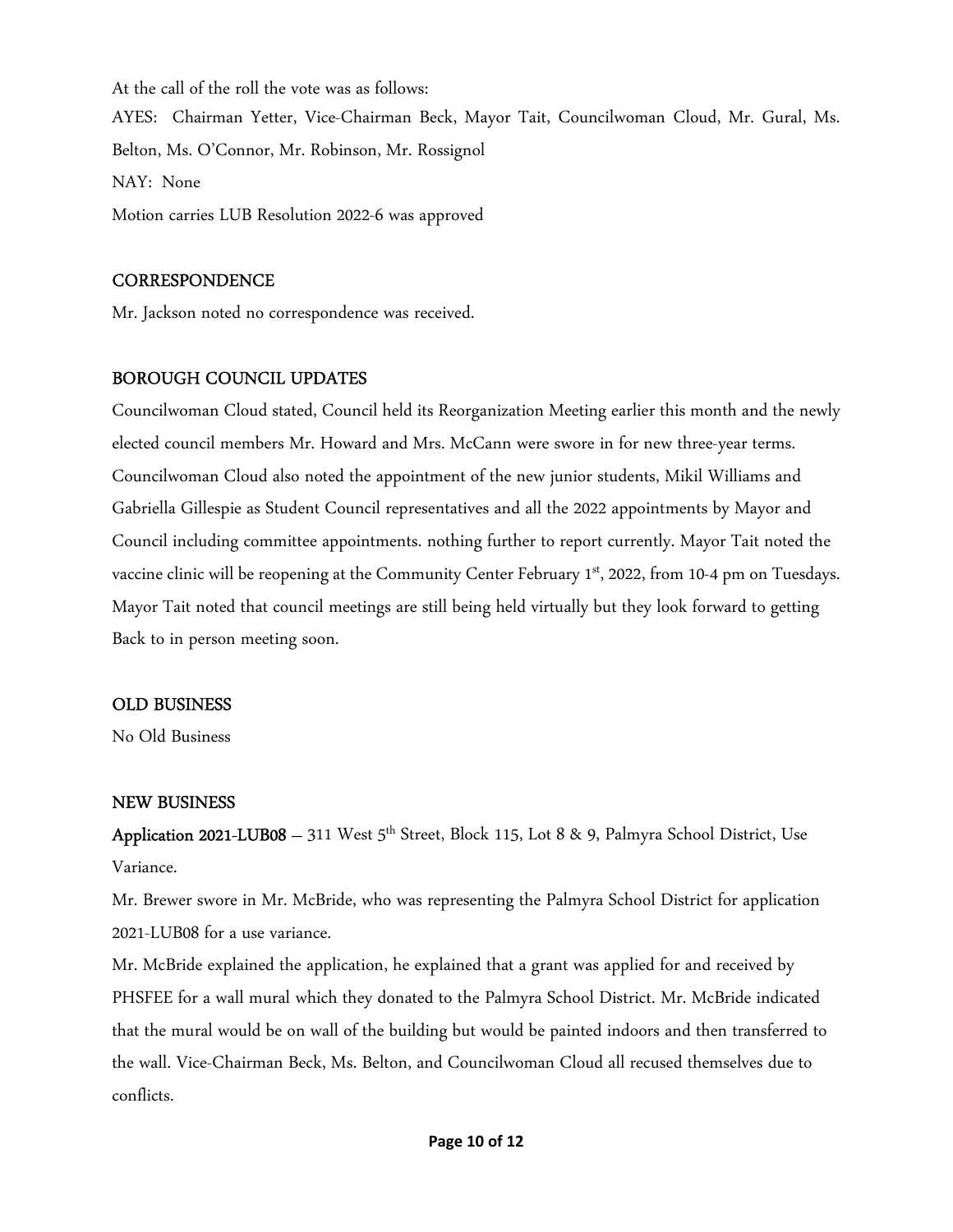At the call of the roll the vote was as follows:

AYES: Chairman Yetter, Vice-Chairman Beck, Mayor Tait, Councilwoman Cloud, Mr. Gural, Ms. Belton, Ms. O'Connor, Mr. Robinson, Mr. Rossignol

NAY: None

Motion carries LUB Resolution 2022-6 was approved

## CORRESPONDENCE

Mr. Jackson noted no correspondence was received.

## BOROUGH COUNCIL UPDATES

Councilwoman Cloud stated, Council held its Reorganization Meeting earlier this month and the newly elected council members Mr. Howard and Mrs. McCann were swore in for new three-year terms. Councilwoman Cloud also noted the appointment of the new junior students, Mikil Williams and Gabriella Gillespie as Student Council representatives and all the 2022 appointments by Mayor and Council including committee appointments. nothing further to report currently. Mayor Tait noted the vaccine clinic will be reopening at the Community Center February 1st, 2022, from 10-4 pm on Tuesdays. Mayor Tait noted that council meetings are still being held virtually but they look forward to getting Back to in person meeting soon.

## OLD BUSINESS

No Old Business

## NEW BUSINESS

**Application 2021-LUB08** – 311 West 5th Street, Block 115, Lot 8 & 9, Palmyra School District, Use Variance.

Mr. Brewer swore in Mr. McBride, who was representing the Palmyra School District for application 2021-LUB08 for a use variance.

Mr. McBride explained the application, he explained that a grant was applied for and received by PHSFEE for a wall mural which they donated to the Palmyra School District. Mr. McBride indicated that the mural would be on wall of the building but would be painted indoors and then transferred to the wall. Vice-Chairman Beck, Ms. Belton, and Councilwoman Cloud all recused themselves due to conflicts.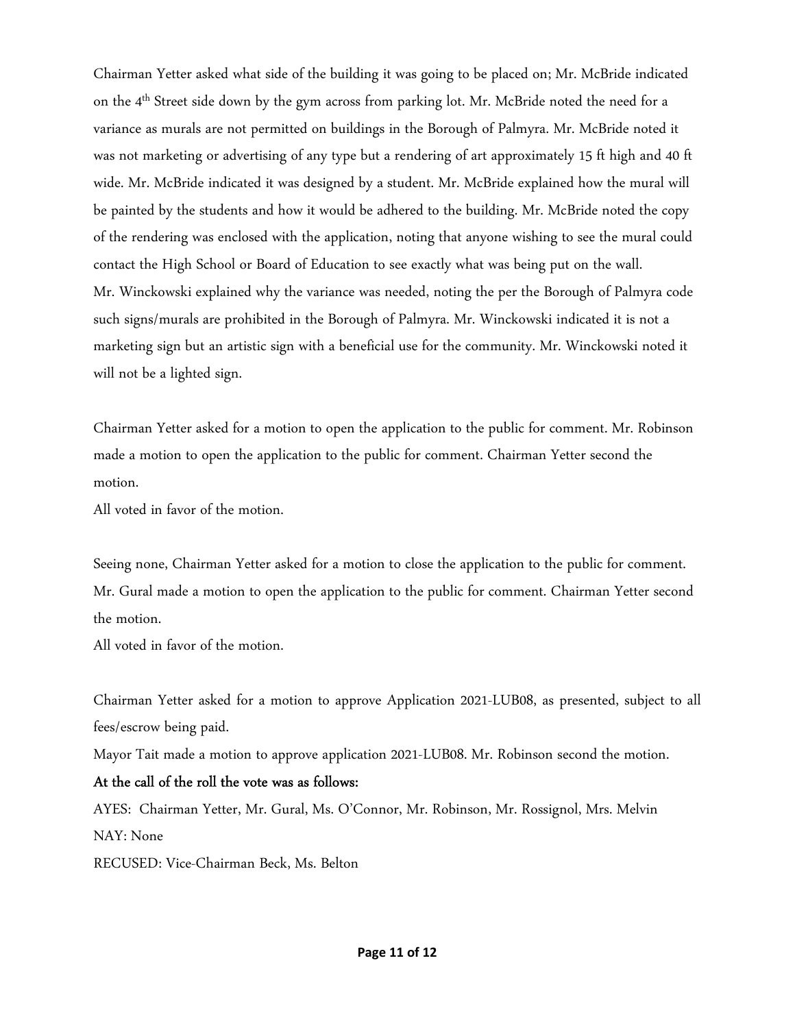Chairman Yetter asked what side of the building it was going to be placed on; Mr. McBride indicated on the 4th Street side down by the gym across from parking lot. Mr. McBride noted the need for a variance as murals are not permitted on buildings in the Borough of Palmyra. Mr. McBride noted it was not marketing or advertising of any type but a rendering of art approximately 15 ft high and 40 ft wide. Mr. McBride indicated it was designed by a student. Mr. McBride explained how the mural will be painted by the students and how it would be adhered to the building. Mr. McBride noted the copy of the rendering was enclosed with the application, noting that anyone wishing to see the mural could contact the High School or Board of Education to see exactly what was being put on the wall.
Mr. Winckowski explained why the variance was needed, noting the per the Borough of Palmyra code such signs/murals are prohibited in the Borough of Palmyra. Mr. Winckowski indicated it is not a marketing sign but an artistic sign with a beneficial use for the community. Mr. Winckowski noted it will not be a lighted sign.

Chairman Yetter asked for a motion to open the application to the public for comment. Mr. Robinson made a motion to open the application to the public for comment. Chairman Yetter second the motion.
All voted in favor of the motion.

Seeing none, Chairman Yetter asked for a motion to close the application to the public for comment. Mr. Gural made a motion to open the application to the public for comment. Chairman Yetter second the motion.
All voted in favor of the motion.

Chairman Yetter asked for a motion to approve Application 2021-LUB08, as presented, subject to all fees/escrow being paid.
Mayor Tait made a motion to approve application 2021-LUB08. Mr. Robinson second the motion.

**At the call of the roll the vote was as follows:**

AYES: Chairman Yetter, Mr. Gural, Ms. O'Connor, Mr. Robinson, Mr. Rossignol, Mrs. Melvin
NAY: None
RECUSED: Vice-Chairman Beck, Ms. Belton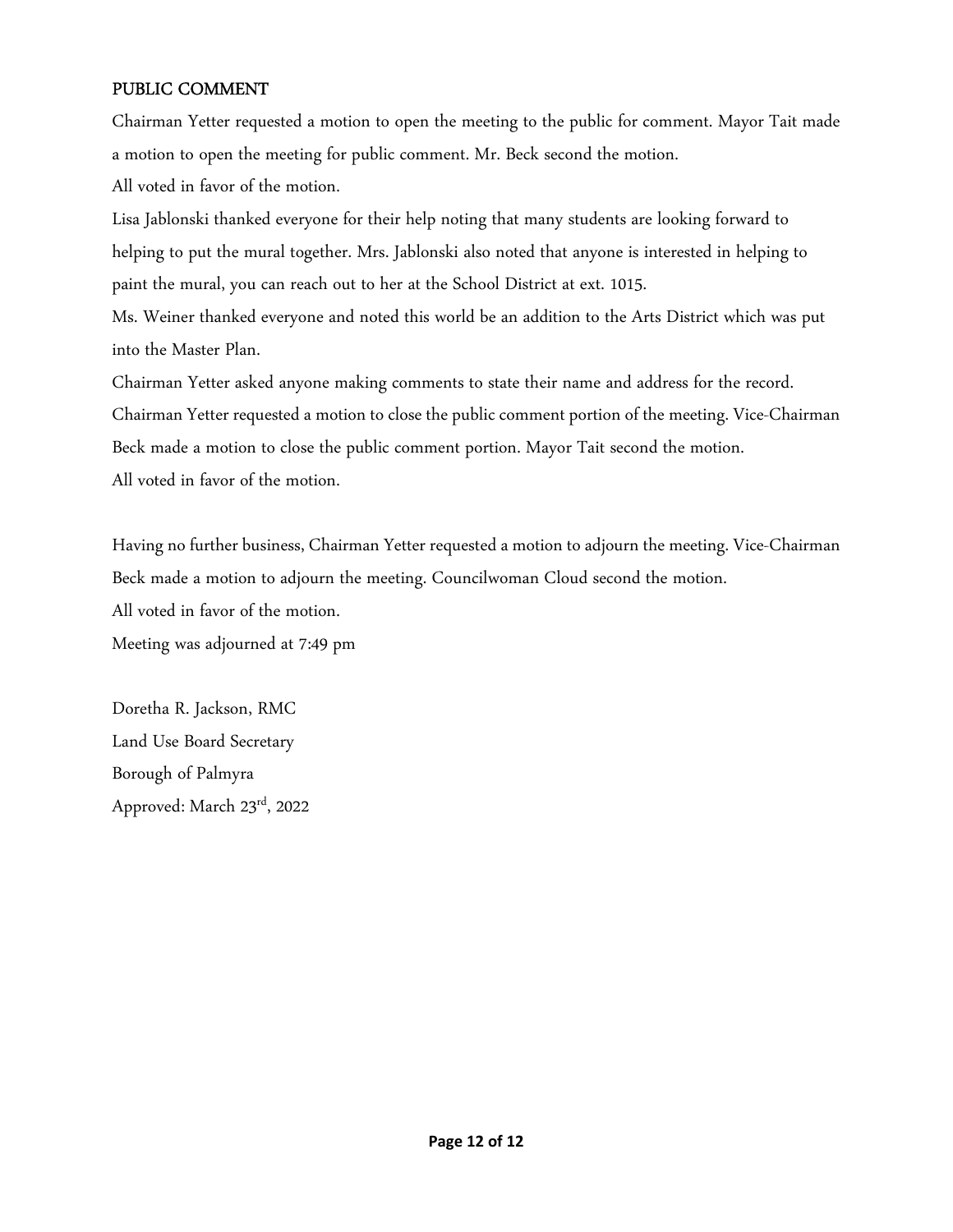## PUBLIC COMMENT

Chairman Yetter requested a motion to open the meeting to the public for comment. Mayor Tait made a motion to open the meeting for public comment. Mr. Beck second the motion.

All voted in favor of the motion.

Lisa Jablonski thanked everyone for their help noting that many students are looking forward to helping to put the mural together. Mrs. Jablonski also noted that anyone is interested in helping to paint the mural, you can reach out to her at the School District at ext. 1015.

Ms. Weiner thanked everyone and noted this world be an addition to the Arts District which was put into the Master Plan.

Chairman Yetter asked anyone making comments to state their name and address for the record.

Chairman Yetter requested a motion to close the public comment portion of the meeting. Vice-Chairman Beck made a motion to close the public comment portion. Mayor Tait second the motion.

All voted in favor of the motion.

Having no further business, Chairman Yetter requested a motion to adjourn the meeting. Vice-Chairman Beck made a motion to adjourn the meeting. Councilwoman Cloud second the motion.

All voted in favor of the motion.

Meeting was adjourned at 7:49 pm

Doretha R. Jackson, RMC
Land Use Board Secretary
Borough of Palmyra
Approved: March 23rd, 2022